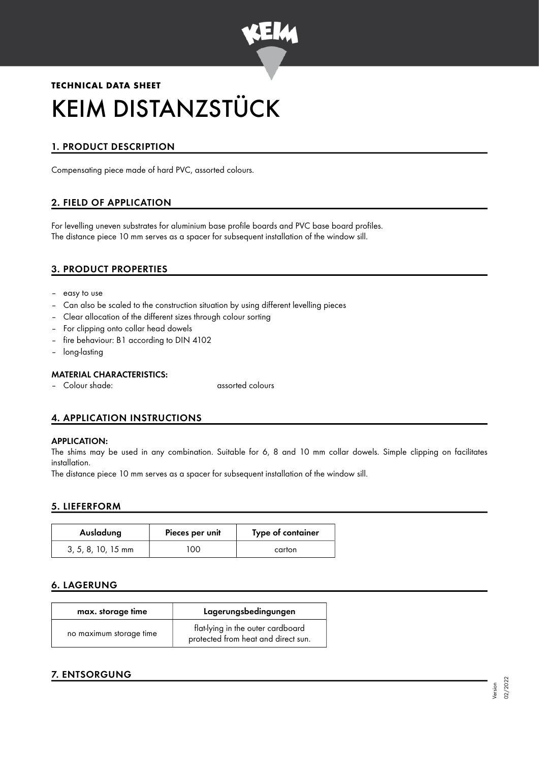**TECHNICAL DATA SHEET**

# KEIM DISTANZSTÜCK

## 1. PRODUCT DESCRIPTION

Compensating piece made of hard PVC, assorted colours.

## 2. FIELD OF APPLICATION

For levelling uneven substrates for aluminium base profile boards and PVC base board profiles.
The distance piece 10 mm serves as a spacer for subsequent installation of the window sill.

## 3. PRODUCT PROPERTIES

- easy to use
- Can also be scaled to the construction situation by using different levelling pieces
- Clear allocation of the different sizes through colour sorting
- For clipping onto collar head dowels
- fire behaviour: B1 according to DIN 4102
- long-lasting

### MATERIAL CHARACTERISTICS:

- Colour shade: assorted colours

## 4. APPLICATION INSTRUCTIONS

### APPLICATION:

The shims may be used in any combination. Suitable for 6, 8 and 10 mm collar dowels. Simple clipping on facilitates installation.
The distance piece 10 mm serves as a spacer for subsequent installation of the window sill.

## 5. LIEFERFORM

| Ausladung | Pieces per unit | Type of container |
|---|---|---|
| 3, 5, 8, 10, 15 mm | 100 | carton |

## 6. LAGERUNG

| max. storage time | Lagerungsbedingungen |
|---|---|
| no maximum storage time | flat-lying in the outer cardboard protected from heat and direct sun. |

## 7. ENTSORGUNG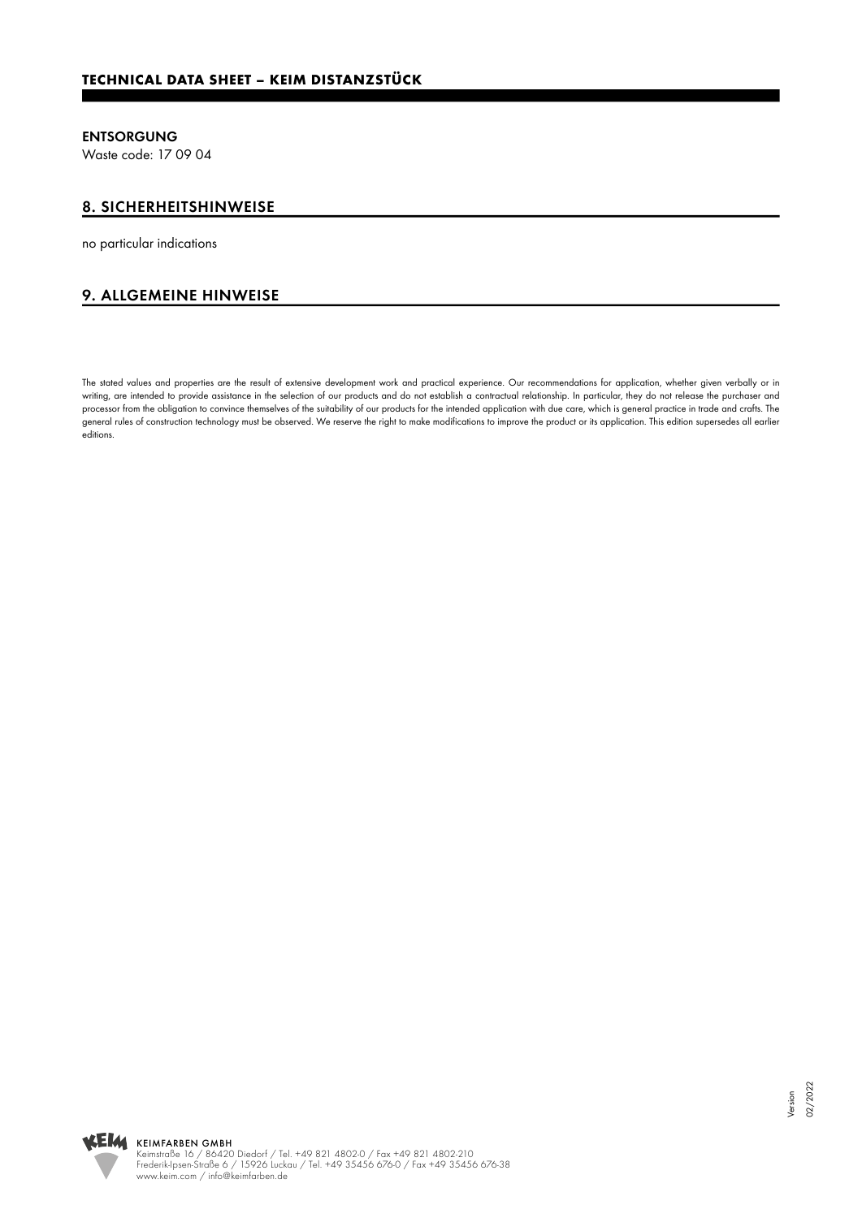### ENTSORGUNG

Waste code: 17 09 04

## 8. SICHERHEITSHINWEISE

no particular indications

## 9. ALLGEMEINE HINWEISE

The stated values and properties are the result of extensive development work and practical experience. Our recommendations for application, whether given verbally or in writing, are intended to provide assistance in the selection of our products and do not establish a contractual relationship. In particular, they do not release the purchaser and processor from the obligation to convince themselves of the suitability of our products for the intended application with due care, which is general practice in trade and crafts. The general rules of construction technology must be observed. We reserve the right to make modifications to improve the product or its application. This edition supersedes all earlier editions.

KEIMFARBEN GMBH
Keimstraße 16 / 86420 Diedorf / Tel. +49 821 4802-0 / Fax +49 821 4802-210
Frederik-Ipsen-Straße 6 / 15926 Luckau / Tel. +49 35456 676-0 / Fax +49 35456 676-38
www.keim.com / info@keimfarben.de

Version 02/2022